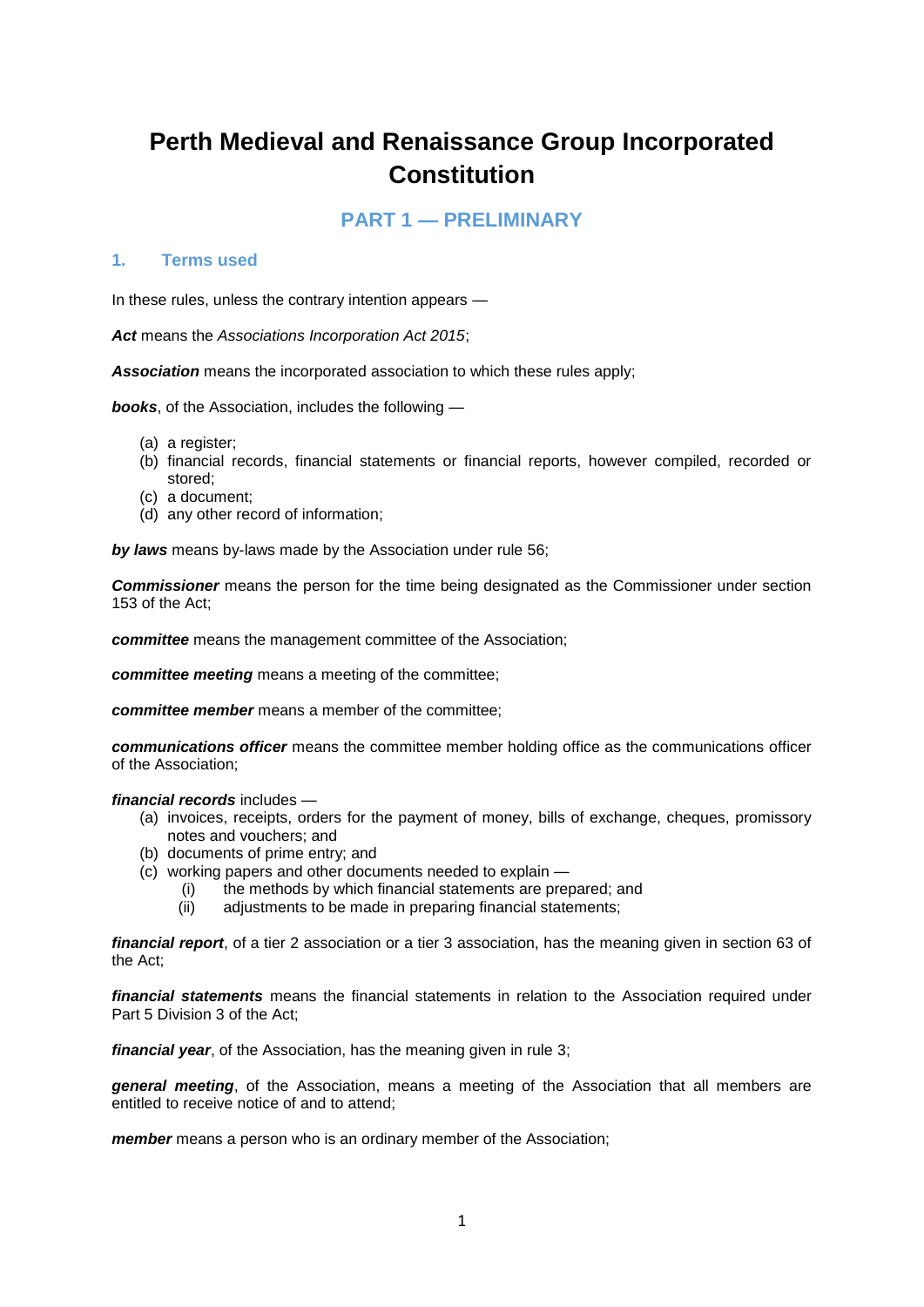# Perth Medieval and Renaissance Group Incorporated Constitution

## PART 1 — PRELIMINARY

### 1. Terms used

In these rules, unless the contrary intention appears —

***Act*** means the *Associations Incorporation Act 2015*;

***Association*** means the incorporated association to which these rules apply;

***books***, of the Association, includes the following —

(a) a register;
(b) financial records, financial statements or financial reports, however compiled, recorded or stored;
(c) a document;
(d) any other record of information;

***by laws*** means by-laws made by the Association under rule 56;

***Commissioner*** means the person for the time being designated as the Commissioner under section 153 of the Act;

***committee*** means the management committee of the Association;

***committee meeting*** means a meeting of the committee;

***committee member*** means a member of the committee;

***communications officer*** means the committee member holding office as the communications officer of the Association;

***financial records*** includes —

(a) invoices, receipts, orders for the payment of money, bills of exchange, cheques, promissory notes and vouchers; and
(b) documents of prime entry; and
(c) working papers and other documents needed to explain —
    (i) the methods by which financial statements are prepared; and
    (ii) adjustments to be made in preparing financial statements;

***financial report***, of a tier 2 association or a tier 3 association, has the meaning given in section 63 of the Act;

***financial statements*** means the financial statements in relation to the Association required under Part 5 Division 3 of the Act;

***financial year***, of the Association, has the meaning given in rule 3;

***general meeting***, of the Association, means a meeting of the Association that all members are entitled to receive notice of and to attend;

***member*** means a person who is an ordinary member of the Association;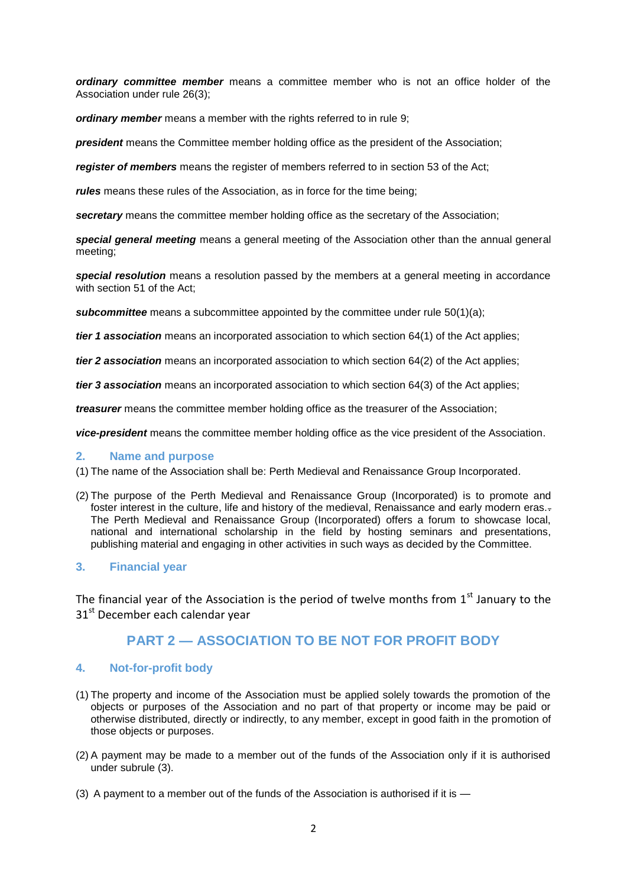***ordinary committee member*** means a committee member who is not an office holder of the Association under rule 26(3);

***ordinary member*** means a member with the rights referred to in rule 9;

***president*** means the Committee member holding office as the president of the Association;

***register of members*** means the register of members referred to in section 53 of the Act;

***rules*** means these rules of the Association, as in force for the time being;

***secretary*** means the committee member holding office as the secretary of the Association;

***special general meeting*** means a general meeting of the Association other than the annual general meeting;

***special resolution*** means a resolution passed by the members at a general meeting in accordance with section 51 of the Act;

***subcommittee*** means a subcommittee appointed by the committee under rule 50(1)(a);

***tier 1 association*** means an incorporated association to which section 64(1) of the Act applies;

***tier 2 association*** means an incorporated association to which section 64(2) of the Act applies;

***tier 3 association*** means an incorporated association to which section 64(3) of the Act applies;

***treasurer*** means the committee member holding office as the treasurer of the Association;

***vice-president*** means the committee member holding office as the vice president of the Association.

### 2. Name and purpose

(1) The name of the Association shall be: Perth Medieval and Renaissance Group Incorporated.

(2) The purpose of the Perth Medieval and Renaissance Group (Incorporated) is to promote and foster interest in the culture, life and history of the medieval, Renaissance and early modern eras.. The Perth Medieval and Renaissance Group (Incorporated) offers a forum to showcase local, national and international scholarship in the field by hosting seminars and presentations, publishing material and engaging in other activities in such ways as decided by the Committee.

### 3. Financial year

The financial year of the Association is the period of twelve months from 1st January to the 31st December each calendar year

## PART 2 — ASSOCIATION TO BE NOT FOR PROFIT BODY

### 4. Not-for-profit body

(1) The property and income of the Association must be applied solely towards the promotion of the objects or purposes of the Association and no part of that property or income may be paid or otherwise distributed, directly or indirectly, to any member, except in good faith in the promotion of those objects or purposes.

(2) A payment may be made to a member out of the funds of the Association only if it is authorised under subrule (3).

(3) A payment to a member out of the funds of the Association is authorised if it is —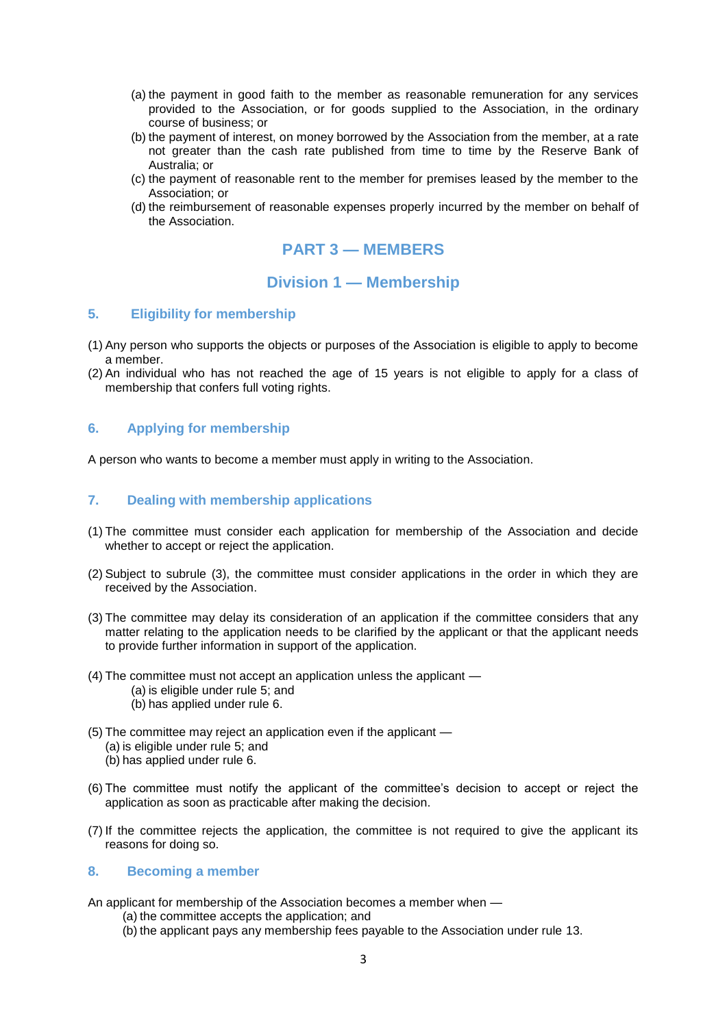(a) the payment in good faith to the member as reasonable remuneration for any services provided to the Association, or for goods supplied to the Association, in the ordinary course of business; or
(b) the payment of interest, on money borrowed by the Association from the member, at a rate not greater than the cash rate published from time to time by the Reserve Bank of Australia; or
(c) the payment of reasonable rent to the member for premises leased by the member to the Association; or
(d) the reimbursement of reasonable expenses properly incurred by the member on behalf of the Association.

# PART 3 — MEMBERS

## Division 1 — Membership

### 5. Eligibility for membership

(1) Any person who supports the objects or purposes of the Association is eligible to apply to become a member.
(2) An individual who has not reached the age of 15 years is not eligible to apply for a class of membership that confers full voting rights.

### 6. Applying for membership

A person who wants to become a member must apply in writing to the Association.

### 7. Dealing with membership applications

(1) The committee must consider each application for membership of the Association and decide whether to accept or reject the application.

(2) Subject to subrule (3), the committee must consider applications in the order in which they are received by the Association.

(3) The committee may delay its consideration of an application if the committee considers that any matter relating to the application needs to be clarified by the applicant or that the applicant needs to provide further information in support of the application.

(4) The committee must not accept an application unless the applicant —
 (a) is eligible under rule 5; and
 (b) has applied under rule 6.

(5) The committee may reject an application even if the applicant —
 (a) is eligible under rule 5; and
 (b) has applied under rule 6.

(6) The committee must notify the applicant of the committee's decision to accept or reject the application as soon as practicable after making the decision.

(7) If the committee rejects the application, the committee is not required to give the applicant its reasons for doing so.

### 8. Becoming a member

An applicant for membership of the Association becomes a member when —
 (a) the committee accepts the application; and
 (b) the applicant pays any membership fees payable to the Association under rule 13.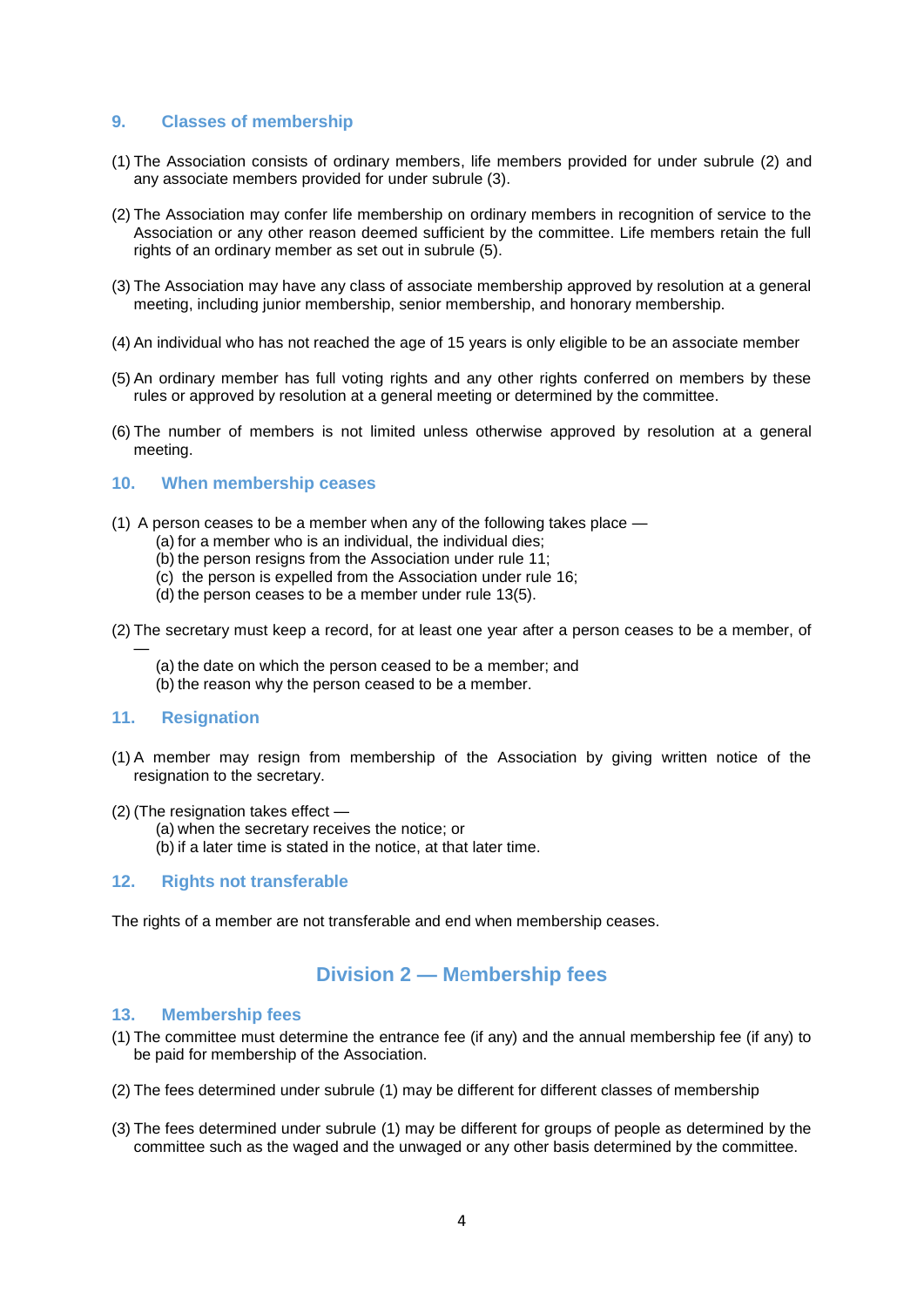### 9. Classes of membership

(1) The Association consists of ordinary members, life members provided for under subrule (2) and any associate members provided for under subrule (3).

(2) The Association may confer life membership on ordinary members in recognition of service to the Association or any other reason deemed sufficient by the committee. Life members retain the full rights of an ordinary member as set out in subrule (5).

(3) The Association may have any class of associate membership approved by resolution at a general meeting, including junior membership, senior membership, and honorary membership.

(4) An individual who has not reached the age of 15 years is only eligible to be an associate member

(5) An ordinary member has full voting rights and any other rights conferred on members by these rules or approved by resolution at a general meeting or determined by the committee.

(6) The number of members is not limited unless otherwise approved by resolution at a general meeting.

### 10. When membership ceases

(1) A person ceases to be a member when any of the following takes place —
   (a) for a member who is an individual, the individual dies;
   (b) the person resigns from the Association under rule 11;
   (c) the person is expelled from the Association under rule 16;
   (d) the person ceases to be a member under rule 13(5).

(2) The secretary must keep a record, for at least one year after a person ceases to be a member, of —
   (a) the date on which the person ceased to be a member; and
   (b) the reason why the person ceased to be a member.

### 11. Resignation

(1) A member may resign from membership of the Association by giving written notice of the resignation to the secretary.

(2) (The resignation takes effect —
   (a) when the secretary receives the notice; or
   (b) if a later time is stated in the notice, at that later time.

### 12. Rights not transferable

The rights of a member are not transferable and end when membership ceases.

## Division 2 — Membership fees

### 13. Membership fees

(1) The committee must determine the entrance fee (if any) and the annual membership fee (if any) to be paid for membership of the Association.

(2) The fees determined under subrule (1) may be different for different classes of membership

(3) The fees determined under subrule (1) may be different for groups of people as determined by the committee such as the waged and the unwaged or any other basis determined by the committee.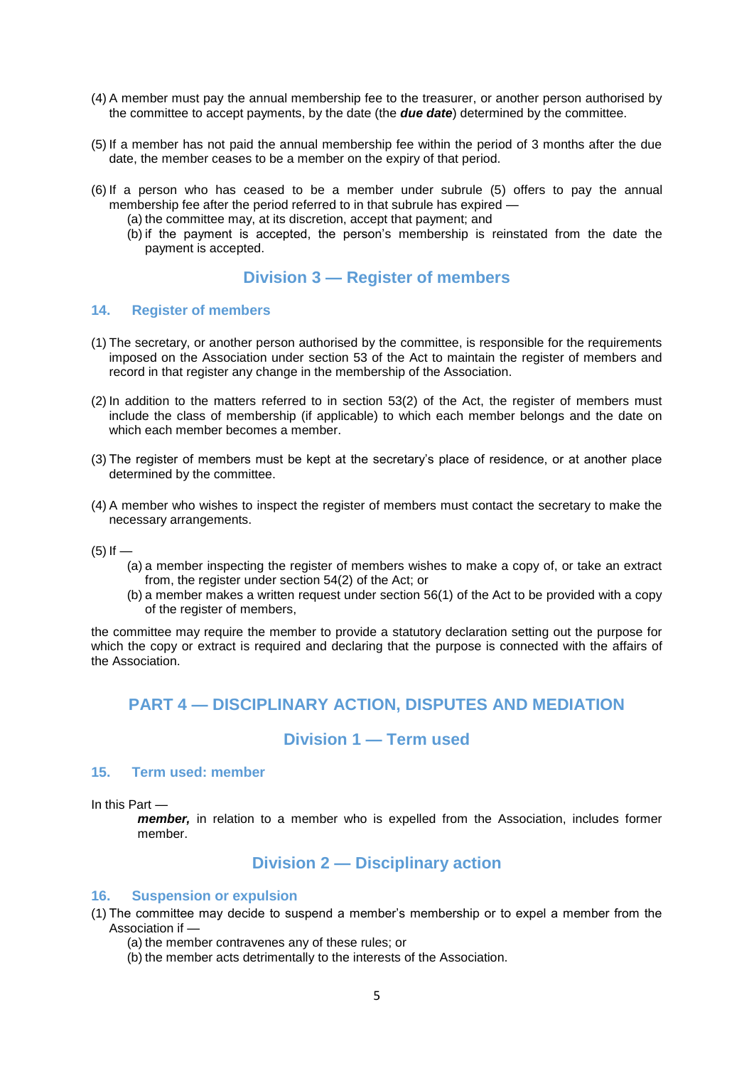(4) A member must pay the annual membership fee to the treasurer, or another person authorised by the committee to accept payments, by the date (the ***due date***) determined by the committee.

(5) If a member has not paid the annual membership fee within the period of 3 months after the due date, the member ceases to be a member on the expiry of that period.

(6) If a person who has ceased to be a member under subrule (5) offers to pay the annual membership fee after the period referred to in that subrule has expired —

   (a) the committee may, at its discretion, accept that payment; and

   (b) if the payment is accepted, the person's membership is reinstated from the date the payment is accepted.

## Division 3 — Register of members

### 14. Register of members

(1) The secretary, or another person authorised by the committee, is responsible for the requirements imposed on the Association under section 53 of the Act to maintain the register of members and record in that register any change in the membership of the Association.

(2) In addition to the matters referred to in section 53(2) of the Act, the register of members must include the class of membership (if applicable) to which each member belongs and the date on which each member becomes a member.

(3) The register of members must be kept at the secretary's place of residence, or at another place determined by the committee.

(4) A member who wishes to inspect the register of members must contact the secretary to make the necessary arrangements.

(5) If —

   (a) a member inspecting the register of members wishes to make a copy of, or take an extract from, the register under section 54(2) of the Act; or

   (b) a member makes a written request under section 56(1) of the Act to be provided with a copy of the register of members,

the committee may require the member to provide a statutory declaration setting out the purpose for which the copy or extract is required and declaring that the purpose is connected with the affairs of the Association.

# PART 4 — DISCIPLINARY ACTION, DISPUTES AND MEDIATION

## Division 1 — Term used

### 15. Term used: member

In this Part —

> ***member,*** in relation to a member who is expelled from the Association, includes former member.

## Division 2 — Disciplinary action

### 16. Suspension or expulsion

(1) The committee may decide to suspend a member's membership or to expel a member from the Association if —

   (a) the member contravenes any of these rules; or

   (b) the member acts detrimentally to the interests of the Association.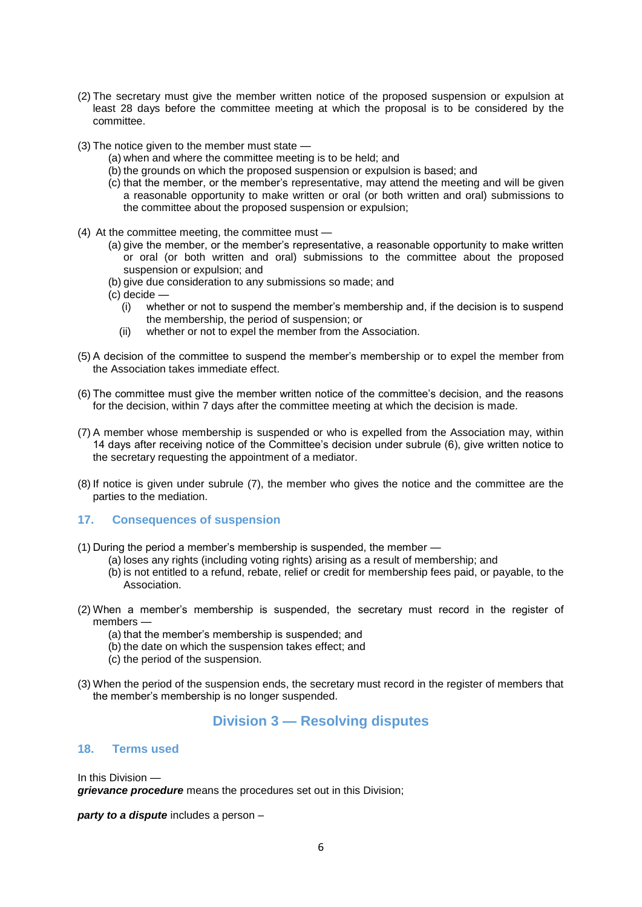(2) The secretary must give the member written notice of the proposed suspension or expulsion at least 28 days before the committee meeting at which the proposal is to be considered by the committee.

(3) The notice given to the member must state —

- (a) when and where the committee meeting is to be held; and
- (b) the grounds on which the proposed suspension or expulsion is based; and
- (c) that the member, or the member's representative, may attend the meeting and will be given a reasonable opportunity to make written or oral (or both written and oral) submissions to the committee about the proposed suspension or expulsion;

(4) At the committee meeting, the committee must —

- (a) give the member, or the member's representative, a reasonable opportunity to make written or oral (or both written and oral) submissions to the committee about the proposed suspension or expulsion; and
- (b) give due consideration to any submissions so made; and
- (c) decide —
  - (i) whether or not to suspend the member's membership and, if the decision is to suspend the membership, the period of suspension; or
  - (ii) whether or not to expel the member from the Association.

(5) A decision of the committee to suspend the member's membership or to expel the member from the Association takes immediate effect.

(6) The committee must give the member written notice of the committee's decision, and the reasons for the decision, within 7 days after the committee meeting at which the decision is made.

(7) A member whose membership is suspended or who is expelled from the Association may, within 14 days after receiving notice of the Committee's decision under subrule (6), give written notice to the secretary requesting the appointment of a mediator.

(8) If notice is given under subrule (7), the member who gives the notice and the committee are the parties to the mediation.

### 17. Consequences of suspension

(1) During the period a member's membership is suspended, the member —

- (a) loses any rights (including voting rights) arising as a result of membership; and
- (b) is not entitled to a refund, rebate, relief or credit for membership fees paid, or payable, to the Association.

(2) When a member's membership is suspended, the secretary must record in the register of members —

- (a) that the member's membership is suspended; and
- (b) the date on which the suspension takes effect; and
- (c) the period of the suspension.

(3) When the period of the suspension ends, the secretary must record in the register of members that the member's membership is no longer suspended.

## Division 3 — Resolving disputes

### 18. Terms used

In this Division —

***grievance procedure*** means the procedures set out in this Division;

***party to a dispute*** includes a person –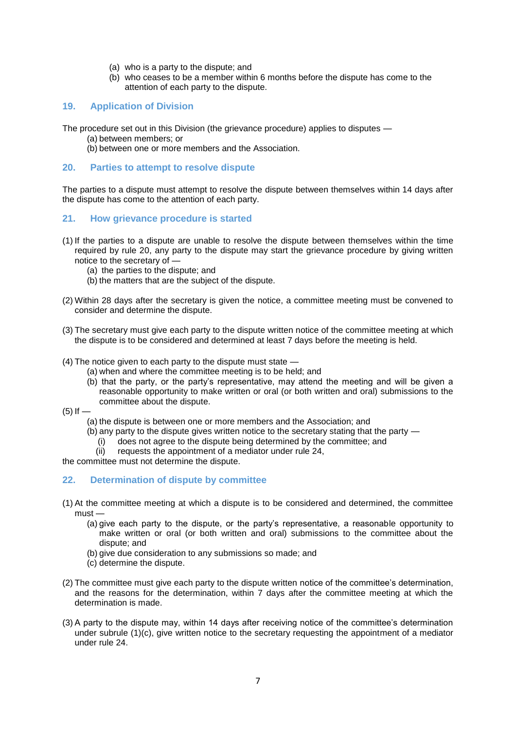(a) who is a party to the dispute; and
(b) who ceases to be a member within 6 months before the dispute has come to the attention of each party to the dispute.

## 19. Application of Division

The procedure set out in this Division (the grievance procedure) applies to disputes —

(a) between members; or
(b) between one or more members and the Association.

## 20. Parties to attempt to resolve dispute

The parties to a dispute must attempt to resolve the dispute between themselves within 14 days after the dispute has come to the attention of each party.

## 21. How grievance procedure is started

(1) If the parties to a dispute are unable to resolve the dispute between themselves within the time required by rule 20, any party to the dispute may start the grievance procedure by giving written notice to the secretary of —

(a) the parties to the dispute; and
(b) the matters that are the subject of the dispute.

(2) Within 28 days after the secretary is given the notice, a committee meeting must be convened to consider and determine the dispute.

(3) The secretary must give each party to the dispute written notice of the committee meeting at which the dispute is to be considered and determined at least 7 days before the meeting is held.

(4) The notice given to each party to the dispute must state —

(a) when and where the committee meeting is to be held; and
(b) that the party, or the party's representative, may attend the meeting and will be given a reasonable opportunity to make written or oral (or both written and oral) submissions to the committee about the dispute.

(5) If —

(a) the dispute is between one or more members and the Association; and
(b) any party to the dispute gives written notice to the secretary stating that the party —
  (i) does not agree to the dispute being determined by the committee; and
  (ii) requests the appointment of a mediator under rule 24,

the committee must not determine the dispute.

## 22. Determination of dispute by committee

(1) At the committee meeting at which a dispute is to be considered and determined, the committee must —

(a) give each party to the dispute, or the party's representative, a reasonable opportunity to make written or oral (or both written and oral) submissions to the committee about the dispute; and
(b) give due consideration to any submissions so made; and
(c) determine the dispute.

(2) The committee must give each party to the dispute written notice of the committee's determination, and the reasons for the determination, within 7 days after the committee meeting at which the determination is made.

(3) A party to the dispute may, within 14 days after receiving notice of the committee's determination under subrule (1)(c), give written notice to the secretary requesting the appointment of a mediator under rule 24.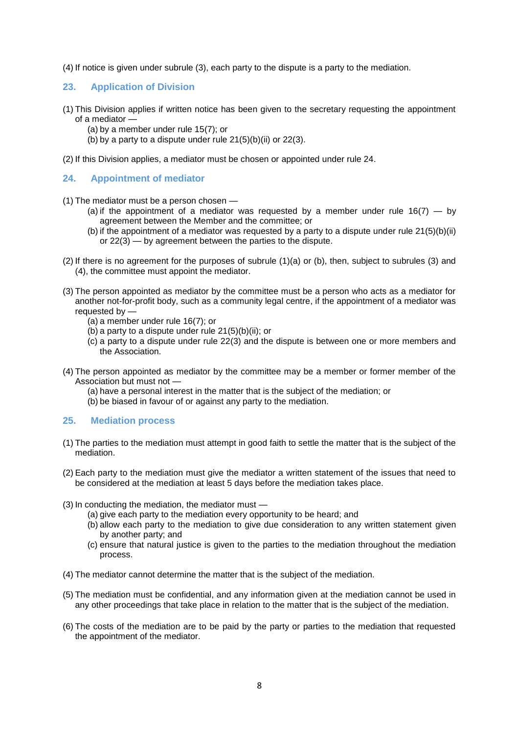(4) If notice is given under subrule (3), each party to the dispute is a party to the mediation.

## 23. Application of Division

(1) This Division applies if written notice has been given to the secretary requesting the appointment of a mediator —

- (a) by a member under rule 15(7); or
- (b) by a party to a dispute under rule 21(5)(b)(ii) or 22(3).

(2) If this Division applies, a mediator must be chosen or appointed under rule 24.

## 24. Appointment of mediator

(1) The mediator must be a person chosen —

- (a) if the appointment of a mediator was requested by a member under rule 16(7) — by agreement between the Member and the committee; or
- (b) if the appointment of a mediator was requested by a party to a dispute under rule 21(5)(b)(ii) or 22(3) — by agreement between the parties to the dispute.

(2) If there is no agreement for the purposes of subrule (1)(a) or (b), then, subject to subrules (3) and (4), the committee must appoint the mediator.

(3) The person appointed as mediator by the committee must be a person who acts as a mediator for another not-for-profit body, such as a community legal centre, if the appointment of a mediator was requested by —

- (a) a member under rule 16(7); or
- (b) a party to a dispute under rule 21(5)(b)(ii); or
- (c) a party to a dispute under rule 22(3) and the dispute is between one or more members and the Association.

(4) The person appointed as mediator by the committee may be a member or former member of the Association but must not —

- (a) have a personal interest in the matter that is the subject of the mediation; or
- (b) be biased in favour of or against any party to the mediation.

## 25. Mediation process

(1) The parties to the mediation must attempt in good faith to settle the matter that is the subject of the mediation.

(2) Each party to the mediation must give the mediator a written statement of the issues that need to be considered at the mediation at least 5 days before the mediation takes place.

(3) In conducting the mediation, the mediator must —

- (a) give each party to the mediation every opportunity to be heard; and
- (b) allow each party to the mediation to give due consideration to any written statement given by another party; and
- (c) ensure that natural justice is given to the parties to the mediation throughout the mediation process.

(4) The mediator cannot determine the matter that is the subject of the mediation.

(5) The mediation must be confidential, and any information given at the mediation cannot be used in any other proceedings that take place in relation to the matter that is the subject of the mediation.

(6) The costs of the mediation are to be paid by the party or parties to the mediation that requested the appointment of the mediator.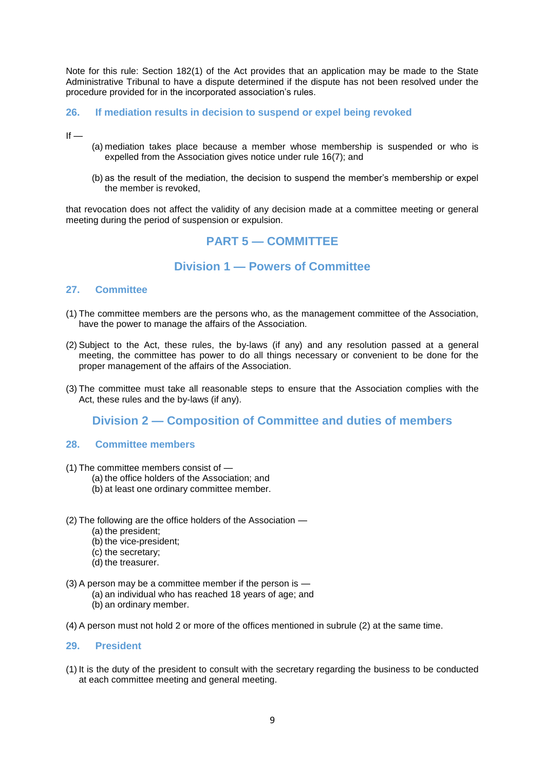Note for this rule: Section 182(1) of the Act provides that an application may be made to the State Administrative Tribunal to have a dispute determined if the dispute has not been resolved under the procedure provided for in the incorporated association's rules.

### 26. If mediation results in decision to suspend or expel being revoked

If —

(a) mediation takes place because a member whose membership is suspended or who is expelled from the Association gives notice under rule 16(7); and

(b) as the result of the mediation, the decision to suspend the member's membership or expel the member is revoked,

that revocation does not affect the validity of any decision made at a committee meeting or general meeting during the period of suspension or expulsion.

# PART 5 — COMMITTEE

## Division 1 — Powers of Committee

### 27. Committee

(1) The committee members are the persons who, as the management committee of the Association, have the power to manage the affairs of the Association.

(2) Subject to the Act, these rules, the by-laws (if any) and any resolution passed at a general meeting, the committee has power to do all things necessary or convenient to be done for the proper management of the affairs of the Association.

(3) The committee must take all reasonable steps to ensure that the Association complies with the Act, these rules and the by-laws (if any).

## Division 2 — Composition of Committee and duties of members

### 28. Committee members

(1) The committee members consist of —

(a) the office holders of the Association; and

(b) at least one ordinary committee member.

(2) The following are the office holders of the Association —

(a) the president;

(b) the vice-president;

(c) the secretary;

(d) the treasurer.

(3) A person may be a committee member if the person is —

(a) an individual who has reached 18 years of age; and

(b) an ordinary member.

(4) A person must not hold 2 or more of the offices mentioned in subrule (2) at the same time.

### 29. President

(1) It is the duty of the president to consult with the secretary regarding the business to be conducted at each committee meeting and general meeting.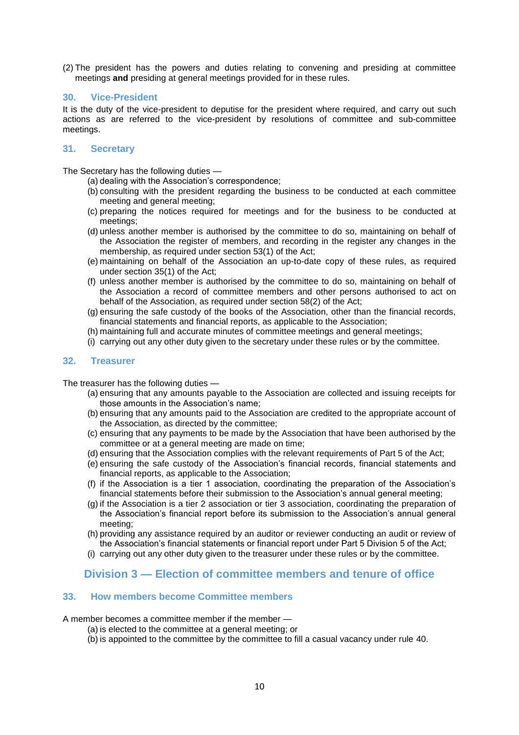(2) The president has the powers and duties relating to convening and presiding at committee meetings **and** presiding at general meetings provided for in these rules.

### 30. Vice-President

It is the duty of the vice-president to deputise for the president where required, and carry out such actions as are referred to the vice-president by resolutions of committee and sub-committee meetings.

### 31. Secretary

The Secretary has the following duties —

- (a) dealing with the Association's correspondence;
- (b) consulting with the president regarding the business to be conducted at each committee meeting and general meeting;
- (c) preparing the notices required for meetings and for the business to be conducted at meetings;
- (d) unless another member is authorised by the committee to do so, maintaining on behalf of the Association the register of members, and recording in the register any changes in the membership, as required under section 53(1) of the Act;
- (e) maintaining on behalf of the Association an up-to-date copy of these rules, as required under section 35(1) of the Act;
- (f) unless another member is authorised by the committee to do so, maintaining on behalf of the Association a record of committee members and other persons authorised to act on behalf of the Association, as required under section 58(2) of the Act;
- (g) ensuring the safe custody of the books of the Association, other than the financial records, financial statements and financial reports, as applicable to the Association;
- (h) maintaining full and accurate minutes of committee meetings and general meetings;
- (i) carrying out any other duty given to the secretary under these rules or by the committee.

### 32. Treasurer

The treasurer has the following duties —

- (a) ensuring that any amounts payable to the Association are collected and issuing receipts for those amounts in the Association's name;
- (b) ensuring that any amounts paid to the Association are credited to the appropriate account of the Association, as directed by the committee;
- (c) ensuring that any payments to be made by the Association that have been authorised by the committee or at a general meeting are made on time;
- (d) ensuring that the Association complies with the relevant requirements of Part 5 of the Act;
- (e) ensuring the safe custody of the Association's financial records, financial statements and financial reports, as applicable to the Association;
- (f) if the Association is a tier 1 association, coordinating the preparation of the Association's financial statements before their submission to the Association's annual general meeting;
- (g) if the Association is a tier 2 association or tier 3 association, coordinating the preparation of the Association's financial report before its submission to the Association's annual general meeting;
- (h) providing any assistance required by an auditor or reviewer conducting an audit or review of the Association's financial statements or financial report under Part 5 Division 5 of the Act;
- (i) carrying out any other duty given to the treasurer under these rules or by the committee.

## Division 3 — Election of committee members and tenure of office

### 33. How members become Committee members

A member becomes a committee member if the member —

- (a) is elected to the committee at a general meeting; or
- (b) is appointed to the committee by the committee to fill a casual vacancy under rule 40.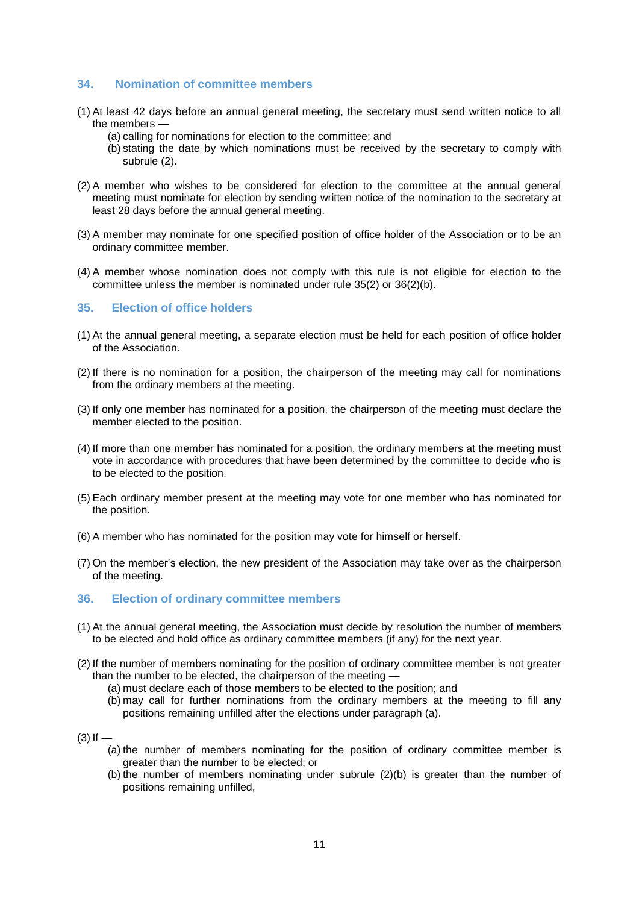## 34. Nomination of committee members

(1) At least 42 days before an annual general meeting, the secretary must send written notice to all the members —

  (a) calling for nominations for election to the committee; and

  (b) stating the date by which nominations must be received by the secretary to comply with subrule (2).

(2) A member who wishes to be considered for election to the committee at the annual general meeting must nominate for election by sending written notice of the nomination to the secretary at least 28 days before the annual general meeting.

(3) A member may nominate for one specified position of office holder of the Association or to be an ordinary committee member.

(4) A member whose nomination does not comply with this rule is not eligible for election to the committee unless the member is nominated under rule 35(2) or 36(2)(b).

## 35. Election of office holders

(1) At the annual general meeting, a separate election must be held for each position of office holder of the Association.

(2) If there is no nomination for a position, the chairperson of the meeting may call for nominations from the ordinary members at the meeting.

(3) If only one member has nominated for a position, the chairperson of the meeting must declare the member elected to the position.

(4) If more than one member has nominated for a position, the ordinary members at the meeting must vote in accordance with procedures that have been determined by the committee to decide who is to be elected to the position.

(5) Each ordinary member present at the meeting may vote for one member who has nominated for the position.

(6) A member who has nominated for the position may vote for himself or herself.

(7) On the member's election, the new president of the Association may take over as the chairperson of the meeting.

## 36. Election of ordinary committee members

(1) At the annual general meeting, the Association must decide by resolution the number of members to be elected and hold office as ordinary committee members (if any) for the next year.

(2) If the number of members nominating for the position of ordinary committee member is not greater than the number to be elected, the chairperson of the meeting —

  (a) must declare each of those members to be elected to the position; and

  (b) may call for further nominations from the ordinary members at the meeting to fill any positions remaining unfilled after the elections under paragraph (a).

(3) If —

  (a) the number of members nominating for the position of ordinary committee member is greater than the number to be elected; or

  (b) the number of members nominating under subrule (2)(b) is greater than the number of positions remaining unfilled,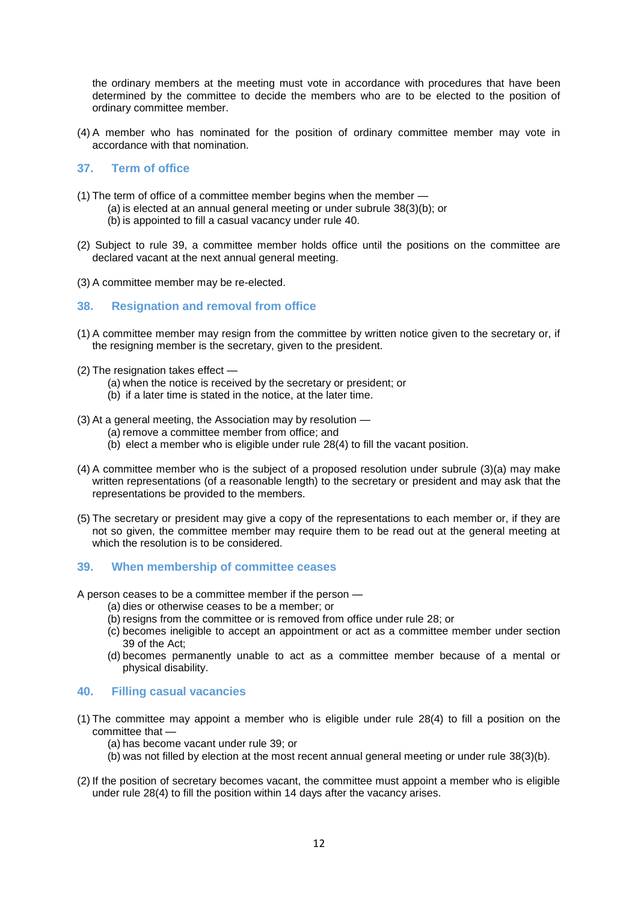the ordinary members at the meeting must vote in accordance with procedures that have been determined by the committee to decide the members who are to be elected to the position of ordinary committee member.

(4) A member who has nominated for the position of ordinary committee member may vote in accordance with that nomination.

## 37. Term of office

(1) The term of office of a committee member begins when the member —

- (a) is elected at an annual general meeting or under subrule 38(3)(b); or
- (b) is appointed to fill a casual vacancy under rule 40.

(2) Subject to rule 39, a committee member holds office until the positions on the committee are declared vacant at the next annual general meeting.

(3) A committee member may be re-elected.

## 38. Resignation and removal from office

(1) A committee member may resign from the committee by written notice given to the secretary or, if the resigning member is the secretary, given to the president.

(2) The resignation takes effect —

- (a) when the notice is received by the secretary or president; or
- (b) if a later time is stated in the notice, at the later time.

(3) At a general meeting, the Association may by resolution —

- (a) remove a committee member from office; and
- (b) elect a member who is eligible under rule 28(4) to fill the vacant position.

(4) A committee member who is the subject of a proposed resolution under subrule (3)(a) may make written representations (of a reasonable length) to the secretary or president and may ask that the representations be provided to the members.

(5) The secretary or president may give a copy of the representations to each member or, if they are not so given, the committee member may require them to be read out at the general meeting at which the resolution is to be considered.

## 39. When membership of committee ceases

A person ceases to be a committee member if the person —

- (a) dies or otherwise ceases to be a member; or
- (b) resigns from the committee or is removed from office under rule 28; or
- (c) becomes ineligible to accept an appointment or act as a committee member under section 39 of the Act;
- (d) becomes permanently unable to act as a committee member because of a mental or physical disability.

## 40. Filling casual vacancies

(1) The committee may appoint a member who is eligible under rule 28(4) to fill a position on the committee that —

- (a) has become vacant under rule 39; or
- (b) was not filled by election at the most recent annual general meeting or under rule 38(3)(b).

(2) If the position of secretary becomes vacant, the committee must appoint a member who is eligible under rule 28(4) to fill the position within 14 days after the vacancy arises.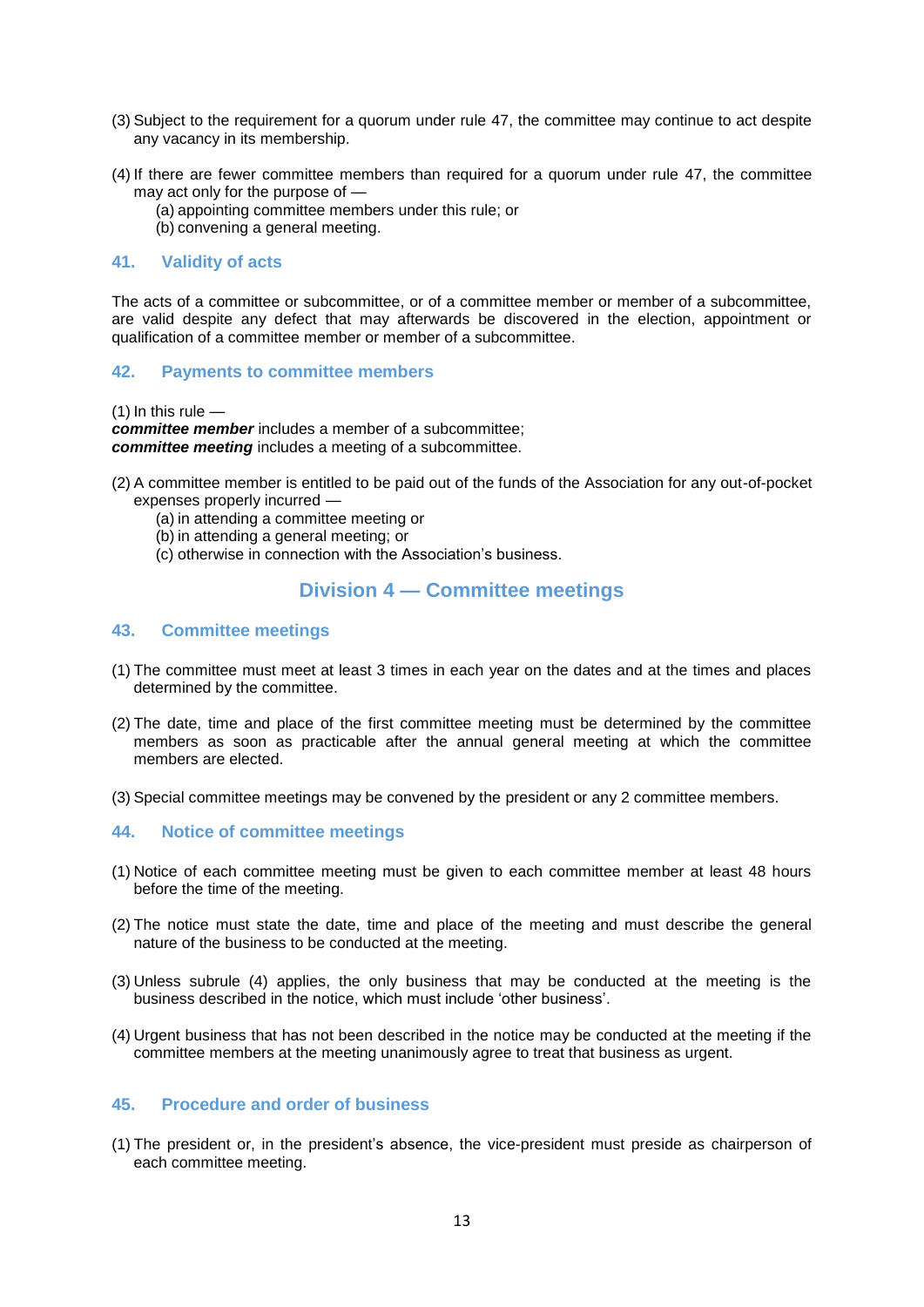(3) Subject to the requirement for a quorum under rule 47, the committee may continue to act despite any vacancy in its membership.

(4) If there are fewer committee members than required for a quorum under rule 47, the committee may act only for the purpose of —
  (a) appointing committee members under this rule; or
  (b) convening a general meeting.

### 41. Validity of acts

The acts of a committee or subcommittee, or of a committee member or member of a subcommittee, are valid despite any defect that may afterwards be discovered in the election, appointment or qualification of a committee member or member of a subcommittee.

### 42. Payments to committee members

(1) In this rule —
***committee member*** includes a member of a subcommittee;
***committee meeting*** includes a meeting of a subcommittee.

(2) A committee member is entitled to be paid out of the funds of the Association for any out-of-pocket expenses properly incurred —
  (a) in attending a committee meeting or
  (b) in attending a general meeting; or
  (c) otherwise in connection with the Association's business.

## Division 4 — Committee meetings

### 43. Committee meetings

(1) The committee must meet at least 3 times in each year on the dates and at the times and places determined by the committee.

(2) The date, time and place of the first committee meeting must be determined by the committee members as soon as practicable after the annual general meeting at which the committee members are elected.

(3) Special committee meetings may be convened by the president or any 2 committee members.

### 44. Notice of committee meetings

(1) Notice of each committee meeting must be given to each committee member at least 48 hours before the time of the meeting.

(2) The notice must state the date, time and place of the meeting and must describe the general nature of the business to be conducted at the meeting.

(3) Unless subrule (4) applies, the only business that may be conducted at the meeting is the business described in the notice, which must include 'other business'.

(4) Urgent business that has not been described in the notice may be conducted at the meeting if the committee members at the meeting unanimously agree to treat that business as urgent.

### 45. Procedure and order of business

(1) The president or, in the president's absence, the vice-president must preside as chairperson of each committee meeting.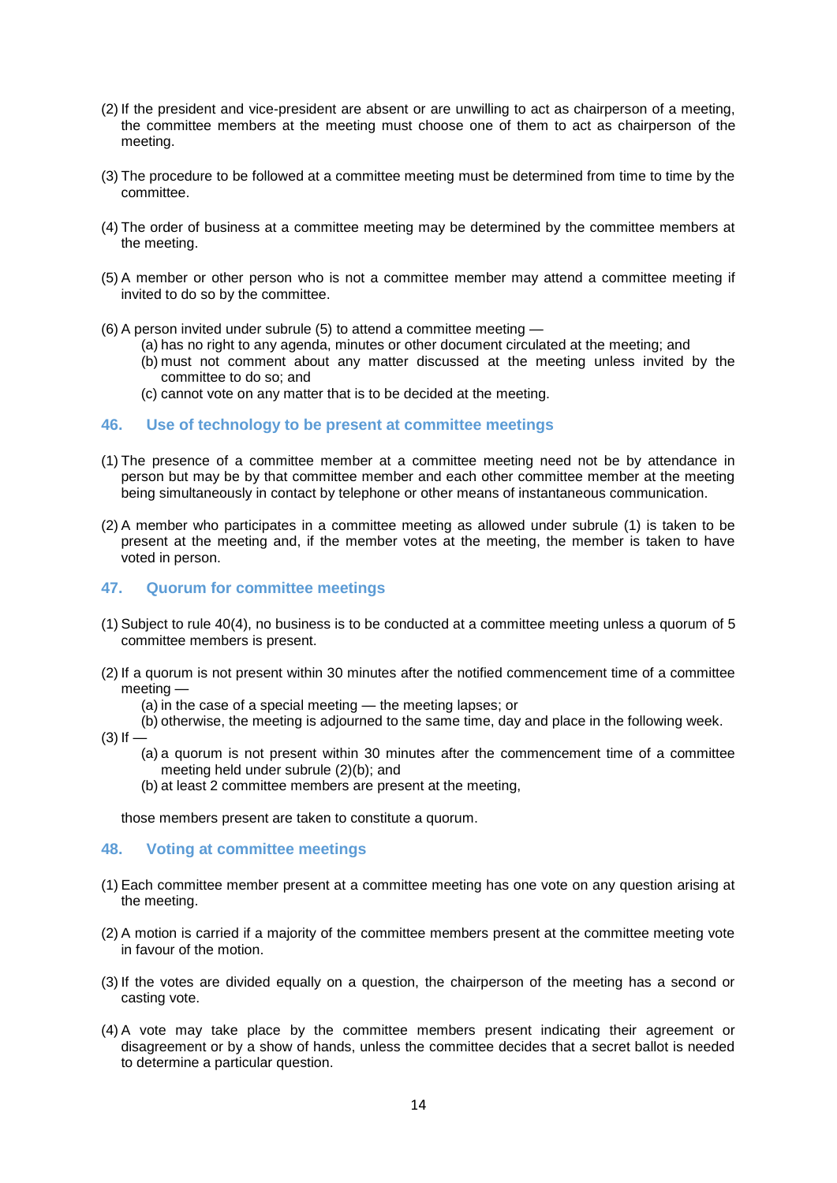(2) If the president and vice-president are absent or are unwilling to act as chairperson of a meeting, the committee members at the meeting must choose one of them to act as chairperson of the meeting.

(3) The procedure to be followed at a committee meeting must be determined from time to time by the committee.

(4) The order of business at a committee meeting may be determined by the committee members at the meeting.

(5) A member or other person who is not a committee member may attend a committee meeting if invited to do so by the committee.

(6) A person invited under subrule (5) to attend a committee meeting —
   (a) has no right to any agenda, minutes or other document circulated at the meeting; and
   (b) must not comment about any matter discussed at the meeting unless invited by the committee to do so; and
   (c) cannot vote on any matter that is to be decided at the meeting.

## 46. Use of technology to be present at committee meetings

(1) The presence of a committee member at a committee meeting need not be by attendance in person but may be by that committee member and each other committee member at the meeting being simultaneously in contact by telephone or other means of instantaneous communication.

(2) A member who participates in a committee meeting as allowed under subrule (1) is taken to be present at the meeting and, if the member votes at the meeting, the member is taken to have voted in person.

## 47. Quorum for committee meetings

(1) Subject to rule 40(4), no business is to be conducted at a committee meeting unless a quorum of 5 committee members is present.

(2) If a quorum is not present within 30 minutes after the notified commencement time of a committee meeting —
   (a) in the case of a special meeting — the meeting lapses; or
   (b) otherwise, the meeting is adjourned to the same time, day and place in the following week.

(3) If —
   (a) a quorum is not present within 30 minutes after the commencement time of a committee meeting held under subrule (2)(b); and
   (b) at least 2 committee members are present at the meeting,

   those members present are taken to constitute a quorum.

## 48. Voting at committee meetings

(1) Each committee member present at a committee meeting has one vote on any question arising at the meeting.

(2) A motion is carried if a majority of the committee members present at the committee meeting vote in favour of the motion.

(3) If the votes are divided equally on a question, the chairperson of the meeting has a second or casting vote.

(4) A vote may take place by the committee members present indicating their agreement or disagreement or by a show of hands, unless the committee decides that a secret ballot is needed to determine a particular question.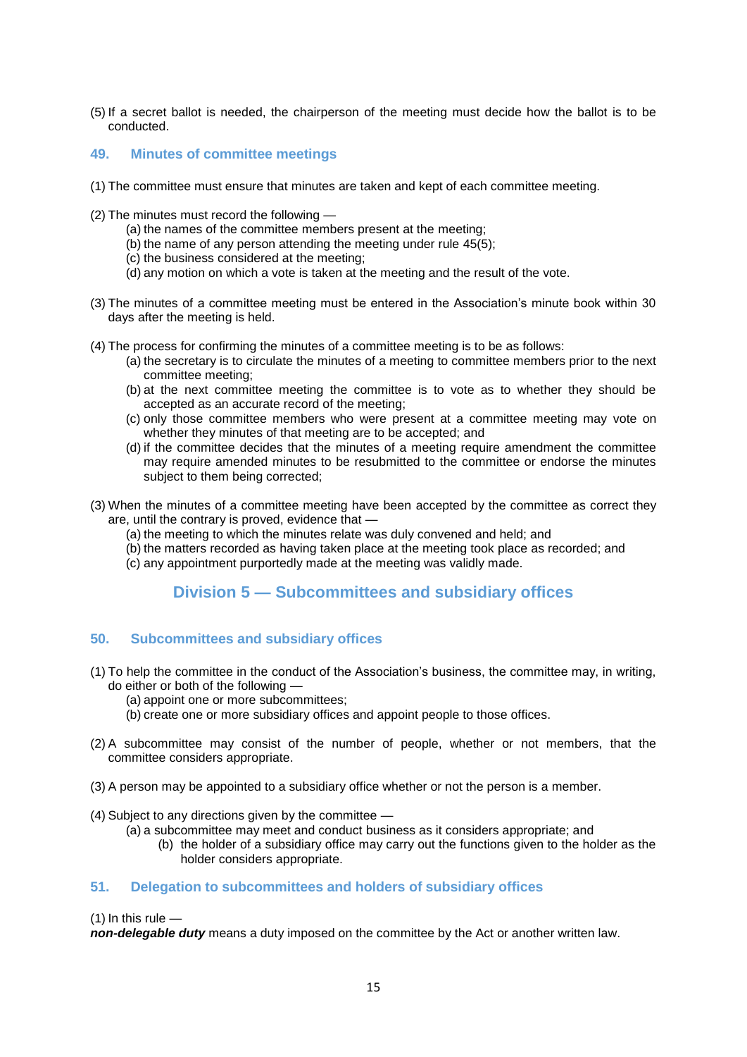(5) If a secret ballot is needed, the chairperson of the meeting must decide how the ballot is to be conducted.

### 49. Minutes of committee meetings

(1) The committee must ensure that minutes are taken and kept of each committee meeting.

(2) The minutes must record the following —
- (a) the names of the committee members present at the meeting;
- (b) the name of any person attending the meeting under rule 45(5);
- (c) the business considered at the meeting;
- (d) any motion on which a vote is taken at the meeting and the result of the vote.

(3) The minutes of a committee meeting must be entered in the Association's minute book within 30 days after the meeting is held.

(4) The process for confirming the minutes of a committee meeting is to be as follows:
- (a) the secretary is to circulate the minutes of a meeting to committee members prior to the next committee meeting;
- (b) at the next committee meeting the committee is to vote as to whether they should be accepted as an accurate record of the meeting;
- (c) only those committee members who were present at a committee meeting may vote on whether they minutes of that meeting are to be accepted; and
- (d) if the committee decides that the minutes of a meeting require amendment the committee may require amended minutes to be resubmitted to the committee or endorse the minutes subject to them being corrected;

(3) When the minutes of a committee meeting have been accepted by the committee as correct they are, until the contrary is proved, evidence that —
- (a) the meeting to which the minutes relate was duly convened and held; and
- (b) the matters recorded as having taken place at the meeting took place as recorded; and
- (c) any appointment purportedly made at the meeting was validly made.

## Division 5 — Subcommittees and subsidiary offices

### 50. Subcommittees and subsidiary offices

(1) To help the committee in the conduct of the Association's business, the committee may, in writing, do either or both of the following —
- (a) appoint one or more subcommittees;
- (b) create one or more subsidiary offices and appoint people to those offices.

(2) A subcommittee may consist of the number of people, whether or not members, that the committee considers appropriate.

(3) A person may be appointed to a subsidiary office whether or not the person is a member.

(4) Subject to any directions given by the committee —
- (a) a subcommittee may meet and conduct business as it considers appropriate; and
- (b) the holder of a subsidiary office may carry out the functions given to the holder as the holder considers appropriate.

### 51. Delegation to subcommittees and holders of subsidiary offices

(1) In this rule —

***non-delegable duty*** means a duty imposed on the committee by the Act or another written law.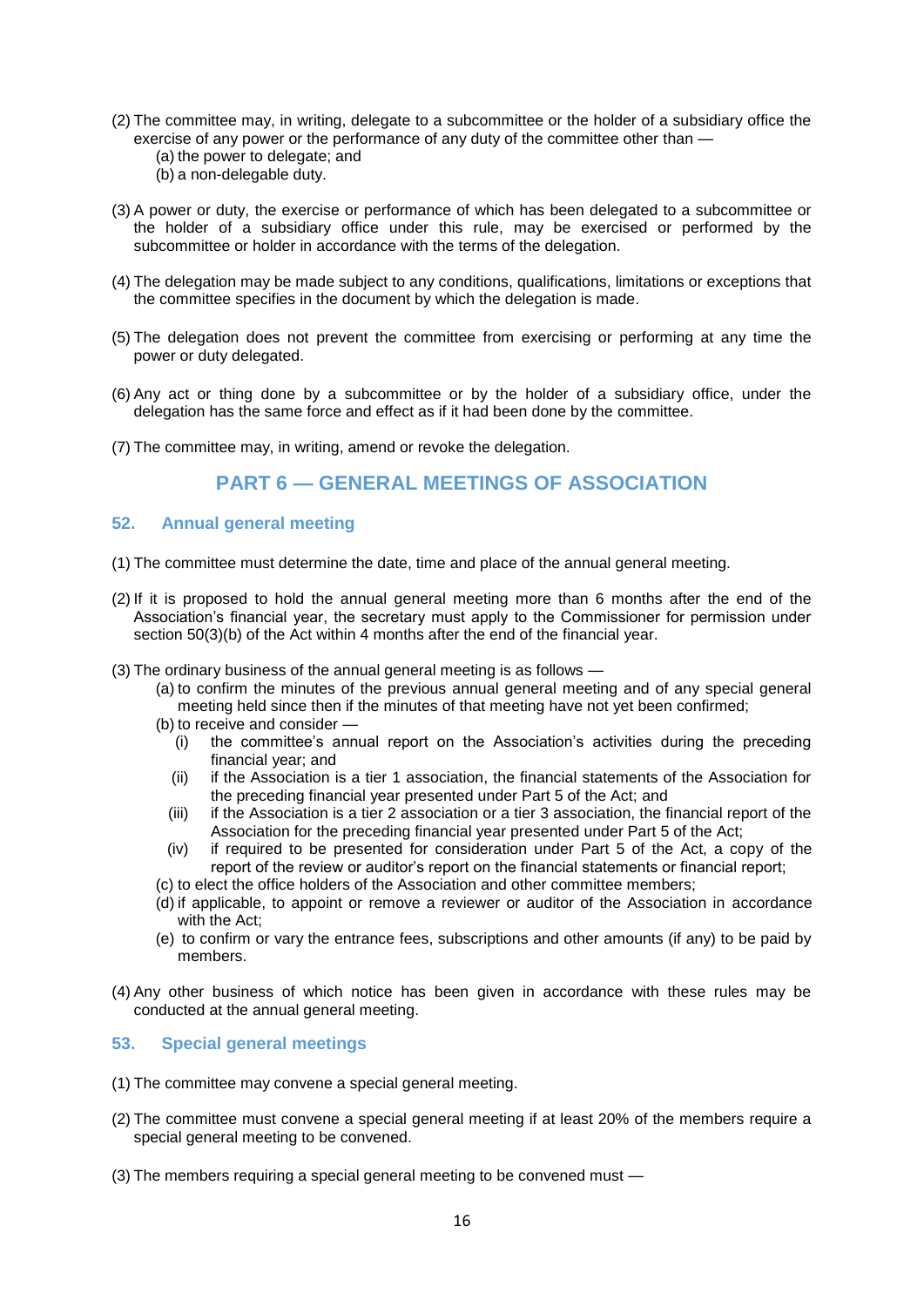(2) The committee may, in writing, delegate to a subcommittee or the holder of a subsidiary office the exercise of any power or the performance of any duty of the committee other than —

   (a) the power to delegate; and

   (b) a non-delegable duty.

(3) A power or duty, the exercise or performance of which has been delegated to a subcommittee or the holder of a subsidiary office under this rule, may be exercised or performed by the subcommittee or holder in accordance with the terms of the delegation.

(4) The delegation may be made subject to any conditions, qualifications, limitations or exceptions that the committee specifies in the document by which the delegation is made.

(5) The delegation does not prevent the committee from exercising or performing at any time the power or duty delegated.

(6) Any act or thing done by a subcommittee or by the holder of a subsidiary office, under the delegation has the same force and effect as if it had been done by the committee.

(7) The committee may, in writing, amend or revoke the delegation.

## PART 6 — GENERAL MEETINGS OF ASSOCIATION

### 52. Annual general meeting

(1) The committee must determine the date, time and place of the annual general meeting.

(2) If it is proposed to hold the annual general meeting more than 6 months after the end of the Association's financial year, the secretary must apply to the Commissioner for permission under section 50(3)(b) of the Act within 4 months after the end of the financial year.

(3) The ordinary business of the annual general meeting is as follows —

   (a) to confirm the minutes of the previous annual general meeting and of any special general meeting held since then if the minutes of that meeting have not yet been confirmed;

   (b) to receive and consider —

      (i) the committee's annual report on the Association's activities during the preceding financial year; and

      (ii) if the Association is a tier 1 association, the financial statements of the Association for the preceding financial year presented under Part 5 of the Act; and

      (iii) if the Association is a tier 2 association or a tier 3 association, the financial report of the Association for the preceding financial year presented under Part 5 of the Act;

      (iv) if required to be presented for consideration under Part 5 of the Act, a copy of the report of the review or auditor's report on the financial statements or financial report;

   (c) to elect the office holders of the Association and other committee members;

   (d) if applicable, to appoint or remove a reviewer or auditor of the Association in accordance with the Act;

   (e) to confirm or vary the entrance fees, subscriptions and other amounts (if any) to be paid by members.

(4) Any other business of which notice has been given in accordance with these rules may be conducted at the annual general meeting.

### 53. Special general meetings

(1) The committee may convene a special general meeting.

(2) The committee must convene a special general meeting if at least 20% of the members require a special general meeting to be convened.

(3) The members requiring a special general meeting to be convened must —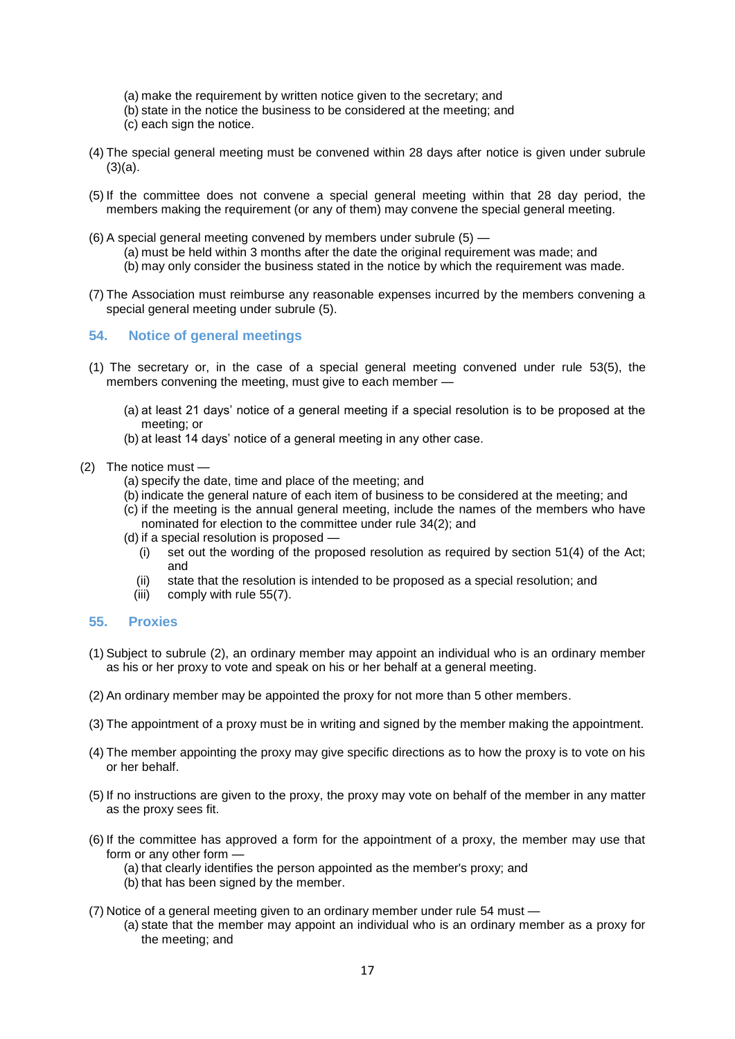(a) make the requirement by written notice given to the secretary; and
(b) state in the notice the business to be considered at the meeting; and
(c) each sign the notice.

(4) The special general meeting must be convened within 28 days after notice is given under subrule (3)(a).

(5) If the committee does not convene a special general meeting within that 28 day period, the members making the requirement (or any of them) may convene the special general meeting.

(6) A special general meeting convened by members under subrule (5) —
(a) must be held within 3 months after the date the original requirement was made; and
(b) may only consider the business stated in the notice by which the requirement was made.

(7) The Association must reimburse any reasonable expenses incurred by the members convening a special general meeting under subrule (5).

### 54. Notice of general meetings

(1) The secretary or, in the case of a special general meeting convened under rule 53(5), the members convening the meeting, must give to each member —

(a) at least 21 days' notice of a general meeting if a special resolution is to be proposed at the meeting; or
(b) at least 14 days' notice of a general meeting in any other case.

(2) The notice must —
(a) specify the date, time and place of the meeting; and
(b) indicate the general nature of each item of business to be considered at the meeting; and
(c) if the meeting is the annual general meeting, include the names of the members who have nominated for election to the committee under rule 34(2); and
(d) if a special resolution is proposed —
(i) set out the wording of the proposed resolution as required by section 51(4) of the Act; and
(ii) state that the resolution is intended to be proposed as a special resolution; and
(iii) comply with rule 55(7).

### 55. Proxies

(1) Subject to subrule (2), an ordinary member may appoint an individual who is an ordinary member as his or her proxy to vote and speak on his or her behalf at a general meeting.

(2) An ordinary member may be appointed the proxy for not more than 5 other members.

(3) The appointment of a proxy must be in writing and signed by the member making the appointment.

(4) The member appointing the proxy may give specific directions as to how the proxy is to vote on his or her behalf.

(5) If no instructions are given to the proxy, the proxy may vote on behalf of the member in any matter as the proxy sees fit.

(6) If the committee has approved a form for the appointment of a proxy, the member may use that form or any other form —
(a) that clearly identifies the person appointed as the member's proxy; and
(b) that has been signed by the member.

(7) Notice of a general meeting given to an ordinary member under rule 54 must —
(a) state that the member may appoint an individual who is an ordinary member as a proxy for the meeting; and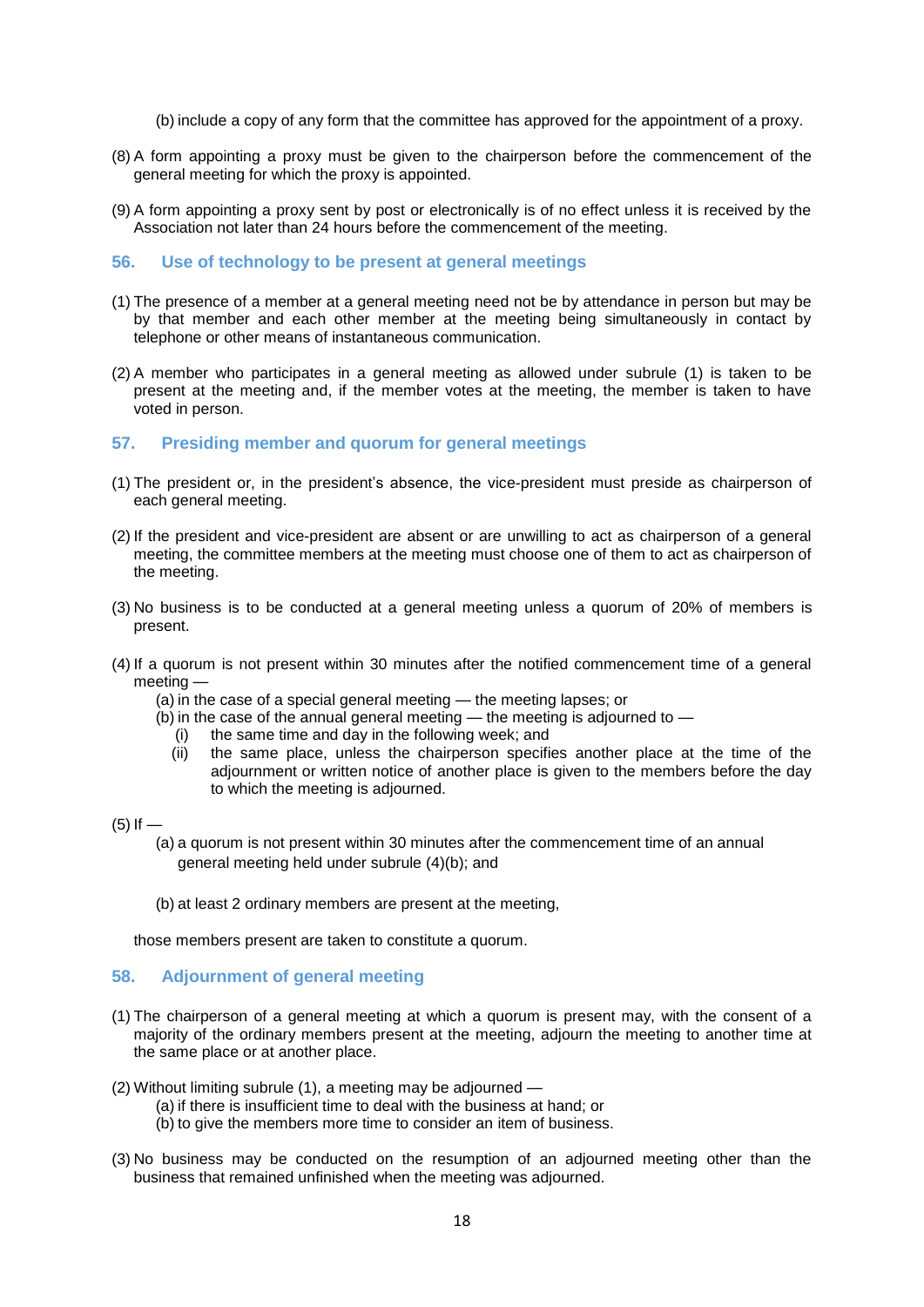(b) include a copy of any form that the committee has approved for the appointment of a proxy.

(8) A form appointing a proxy must be given to the chairperson before the commencement of the general meeting for which the proxy is appointed.

(9) A form appointing a proxy sent by post or electronically is of no effect unless it is received by the Association not later than 24 hours before the commencement of the meeting.

## 56. Use of technology to be present at general meetings

(1) The presence of a member at a general meeting need not be by attendance in person but may be by that member and each other member at the meeting being simultaneously in contact by telephone or other means of instantaneous communication.

(2) A member who participates in a general meeting as allowed under subrule (1) is taken to be present at the meeting and, if the member votes at the meeting, the member is taken to have voted in person.

## 57. Presiding member and quorum for general meetings

(1) The president or, in the president's absence, the vice-president must preside as chairperson of each general meeting.

(2) If the president and vice-president are absent or are unwilling to act as chairperson of a general meeting, the committee members at the meeting must choose one of them to act as chairperson of the meeting.

(3) No business is to be conducted at a general meeting unless a quorum of 20% of members is present.

(4) If a quorum is not present within 30 minutes after the notified commencement time of a general meeting —

- (a) in the case of a special general meeting — the meeting lapses; or
- (b) in the case of the annual general meeting — the meeting is adjourned to —
  - (i) the same time and day in the following week; and
  - (ii) the same place, unless the chairperson specifies another place at the time of the adjournment or written notice of another place is given to the members before the day to which the meeting is adjourned.

(5) If —

- (a) a quorum is not present within 30 minutes after the commencement time of an annual general meeting held under subrule (4)(b); and
- (b) at least 2 ordinary members are present at the meeting,

those members present are taken to constitute a quorum.

## 58. Adjournment of general meeting

(1) The chairperson of a general meeting at which a quorum is present may, with the consent of a majority of the ordinary members present at the meeting, adjourn the meeting to another time at the same place or at another place.

(2) Without limiting subrule (1), a meeting may be adjourned —

- (a) if there is insufficient time to deal with the business at hand; or
- (b) to give the members more time to consider an item of business.

(3) No business may be conducted on the resumption of an adjourned meeting other than the business that remained unfinished when the meeting was adjourned.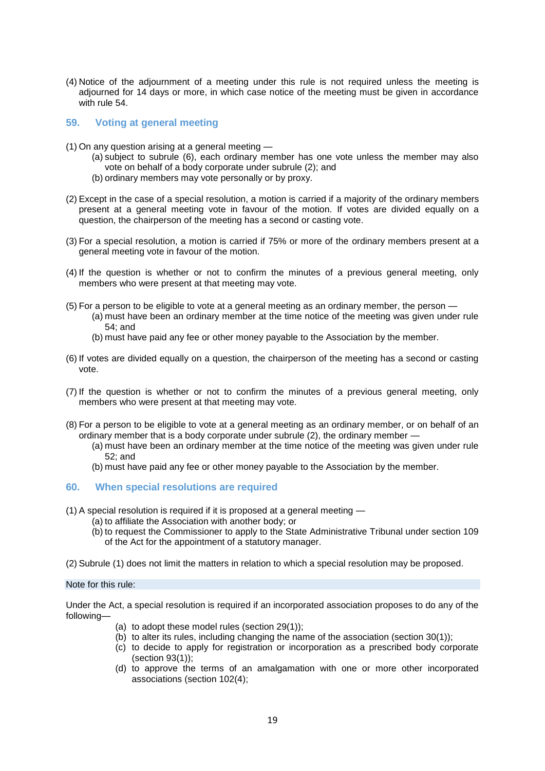(4) Notice of the adjournment of a meeting under this rule is not required unless the meeting is adjourned for 14 days or more, in which case notice of the meeting must be given in accordance with rule 54.

## 59. Voting at general meeting

(1) On any question arising at a general meeting —

(a) subject to subrule (6), each ordinary member has one vote unless the member may also vote on behalf of a body corporate under subrule (2); and

(b) ordinary members may vote personally or by proxy.

(2) Except in the case of a special resolution, a motion is carried if a majority of the ordinary members present at a general meeting vote in favour of the motion. If votes are divided equally on a question, the chairperson of the meeting has a second or casting vote.

(3) For a special resolution, a motion is carried if 75% or more of the ordinary members present at a general meeting vote in favour of the motion.

(4) If the question is whether or not to confirm the minutes of a previous general meeting, only members who were present at that meeting may vote.

(5) For a person to be eligible to vote at a general meeting as an ordinary member, the person —

(a) must have been an ordinary member at the time notice of the meeting was given under rule 54; and

(b) must have paid any fee or other money payable to the Association by the member.

(6) If votes are divided equally on a question, the chairperson of the meeting has a second or casting vote.

(7) If the question is whether or not to confirm the minutes of a previous general meeting, only members who were present at that meeting may vote.

(8) For a person to be eligible to vote at a general meeting as an ordinary member, or on behalf of an ordinary member that is a body corporate under subrule (2), the ordinary member —

(a) must have been an ordinary member at the time notice of the meeting was given under rule 52; and

(b) must have paid any fee or other money payable to the Association by the member.

## 60. When special resolutions are required

(1) A special resolution is required if it is proposed at a general meeting —

(a) to affiliate the Association with another body; or

(b) to request the Commissioner to apply to the State Administrative Tribunal under section 109 of the Act for the appointment of a statutory manager.

(2) Subrule (1) does not limit the matters in relation to which a special resolution may be proposed.

Note for this rule:

Under the Act, a special resolution is required if an incorporated association proposes to do any of the following—

(a) to adopt these model rules (section 29(1));

(b) to alter its rules, including changing the name of the association (section 30(1));

(c) to decide to apply for registration or incorporation as a prescribed body corporate (section 93(1));

(d) to approve the terms of an amalgamation with one or more other incorporated associations (section 102(4);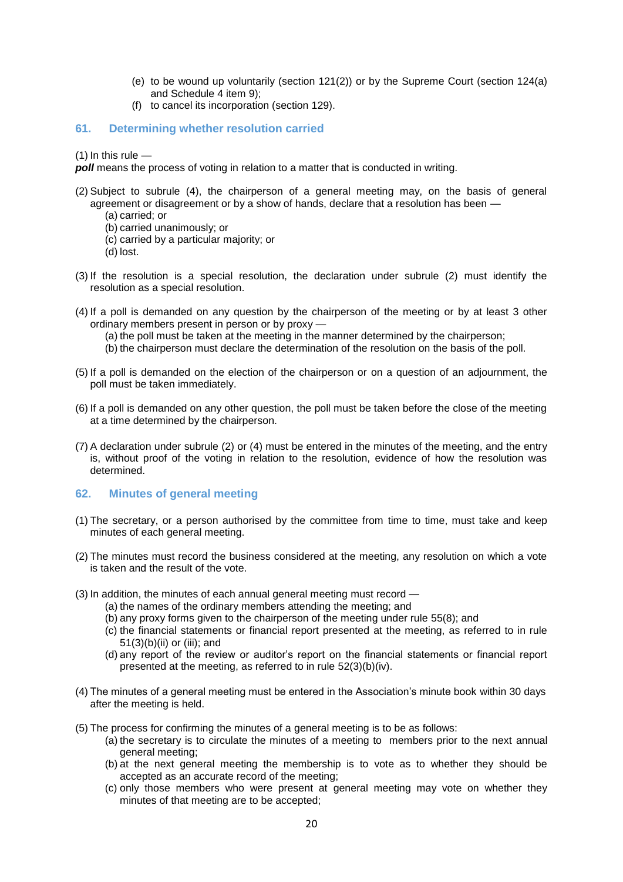(e) to be wound up voluntarily (section 121(2)) or by the Supreme Court (section 124(a) and Schedule 4 item 9);

(f) to cancel its incorporation (section 129).

## 61. Determining whether resolution carried

(1) In this rule —

***poll*** means the process of voting in relation to a matter that is conducted in writing.

(2) Subject to subrule (4), the chairperson of a general meeting may, on the basis of general agreement or disagreement or by a show of hands, declare that a resolution has been —

  (a) carried; or
  (b) carried unanimously; or
  (c) carried by a particular majority; or
  (d) lost.

(3) If the resolution is a special resolution, the declaration under subrule (2) must identify the resolution as a special resolution.

(4) If a poll is demanded on any question by the chairperson of the meeting or by at least 3 other ordinary members present in person or by proxy —

  (a) the poll must be taken at the meeting in the manner determined by the chairperson;
  (b) the chairperson must declare the determination of the resolution on the basis of the poll.

(5) If a poll is demanded on the election of the chairperson or on a question of an adjournment, the poll must be taken immediately.

(6) If a poll is demanded on any other question, the poll must be taken before the close of the meeting at a time determined by the chairperson.

(7) A declaration under subrule (2) or (4) must be entered in the minutes of the meeting, and the entry is, without proof of the voting in relation to the resolution, evidence of how the resolution was determined.

## 62. Minutes of general meeting

(1) The secretary, or a person authorised by the committee from time to time, must take and keep minutes of each general meeting.

(2) The minutes must record the business considered at the meeting, any resolution on which a vote is taken and the result of the vote.

(3) In addition, the minutes of each annual general meeting must record —

  (a) the names of the ordinary members attending the meeting; and
  (b) any proxy forms given to the chairperson of the meeting under rule 55(8); and
  (c) the financial statements or financial report presented at the meeting, as referred to in rule 51(3)(b)(ii) or (iii); and
  (d) any report of the review or auditor's report on the financial statements or financial report presented at the meeting, as referred to in rule 52(3)(b)(iv).

(4) The minutes of a general meeting must be entered in the Association's minute book within 30 days after the meeting is held.

(5) The process for confirming the minutes of a general meeting is to be as follows:

  (a) the secretary is to circulate the minutes of a meeting to members prior to the next annual general meeting;
  (b) at the next general meeting the membership is to vote as to whether they should be accepted as an accurate record of the meeting;
  (c) only those members who were present at general meeting may vote on whether they minutes of that meeting are to be accepted;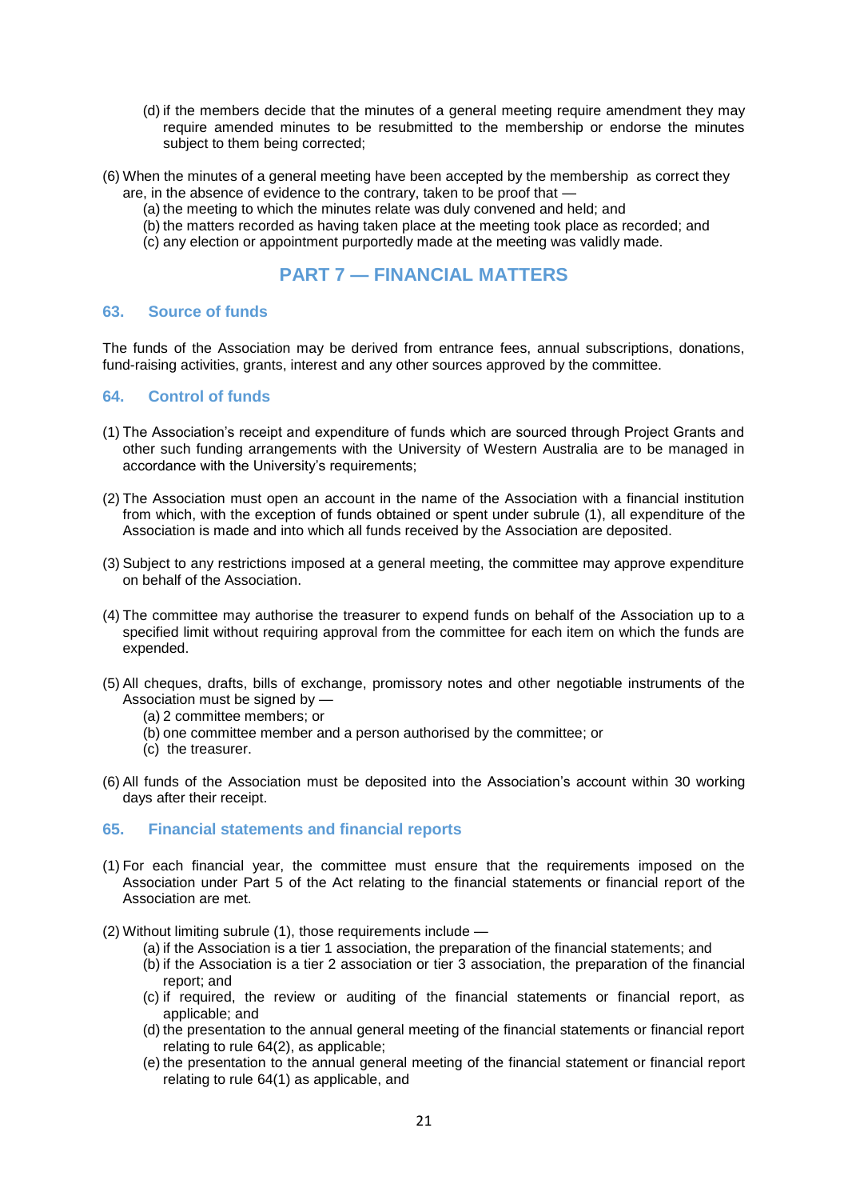(d) if the members decide that the minutes of a general meeting require amendment they may require amended minutes to be resubmitted to the membership or endorse the minutes subject to them being corrected;

(6) When the minutes of a general meeting have been accepted by the membership as correct they are, in the absence of evidence to the contrary, taken to be proof that —

(a) the meeting to which the minutes relate was duly convened and held; and

(b) the matters recorded as having taken place at the meeting took place as recorded; and

(c) any election or appointment purportedly made at the meeting was validly made.

## PART 7 — FINANCIAL MATTERS

### 63. Source of funds

The funds of the Association may be derived from entrance fees, annual subscriptions, donations, fund-raising activities, grants, interest and any other sources approved by the committee.

### 64. Control of funds

(1) The Association's receipt and expenditure of funds which are sourced through Project Grants and other such funding arrangements with the University of Western Australia are to be managed in accordance with the University's requirements;

(2) The Association must open an account in the name of the Association with a financial institution from which, with the exception of funds obtained or spent under subrule (1), all expenditure of the Association is made and into which all funds received by the Association are deposited.

(3) Subject to any restrictions imposed at a general meeting, the committee may approve expenditure on behalf of the Association.

(4) The committee may authorise the treasurer to expend funds on behalf of the Association up to a specified limit without requiring approval from the committee for each item on which the funds are expended.

(5) All cheques, drafts, bills of exchange, promissory notes and other negotiable instruments of the Association must be signed by —

(a) 2 committee members; or

(b) one committee member and a person authorised by the committee; or

(c) the treasurer.

(6) All funds of the Association must be deposited into the Association's account within 30 working days after their receipt.

### 65. Financial statements and financial reports

(1) For each financial year, the committee must ensure that the requirements imposed on the Association under Part 5 of the Act relating to the financial statements or financial report of the Association are met.

(2) Without limiting subrule (1), those requirements include —

(a) if the Association is a tier 1 association, the preparation of the financial statements; and

(b) if the Association is a tier 2 association or tier 3 association, the preparation of the financial report; and

(c) if required, the review or auditing of the financial statements or financial report, as applicable; and

(d) the presentation to the annual general meeting of the financial statements or financial report relating to rule 64(2), as applicable;

(e) the presentation to the annual general meeting of the financial statement or financial report relating to rule 64(1) as applicable, and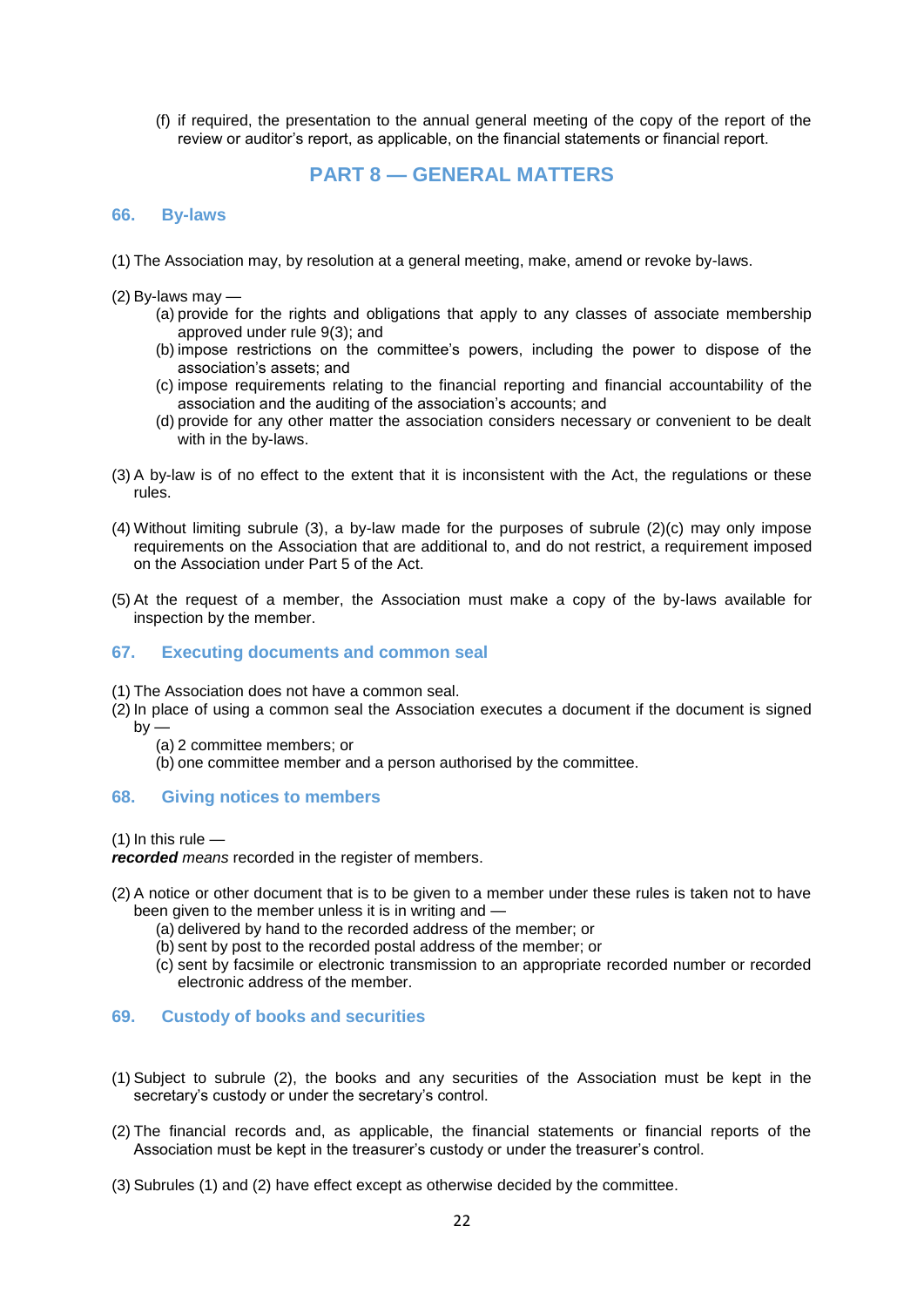(f) if required, the presentation to the annual general meeting of the copy of the report of the review or auditor's report, as applicable, on the financial statements or financial report.

## PART 8 — GENERAL MATTERS

### 66. By-laws

(1) The Association may, by resolution at a general meeting, make, amend or revoke by-laws.

(2) By-laws may —

- (a) provide for the rights and obligations that apply to any classes of associate membership approved under rule 9(3); and
- (b) impose restrictions on the committee's powers, including the power to dispose of the association's assets; and
- (c) impose requirements relating to the financial reporting and financial accountability of the association and the auditing of the association's accounts; and
- (d) provide for any other matter the association considers necessary or convenient to be dealt with in the by-laws.

(3) A by-law is of no effect to the extent that it is inconsistent with the Act, the regulations or these rules.

(4) Without limiting subrule (3), a by-law made for the purposes of subrule (2)(c) may only impose requirements on the Association that are additional to, and do not restrict, a requirement imposed on the Association under Part 5 of the Act.

(5) At the request of a member, the Association must make a copy of the by-laws available for inspection by the member.

### 67. Executing documents and common seal

(1) The Association does not have a common seal.

(2) In place of using a common seal the Association executes a document if the document is signed by —

- (a) 2 committee members; or
- (b) one committee member and a person authorised by the committee.

### 68. Giving notices to members

(1) In this rule —

***recorded*** *means* recorded in the register of members.

(2) A notice or other document that is to be given to a member under these rules is taken not to have been given to the member unless it is in writing and —

- (a) delivered by hand to the recorded address of the member; or
- (b) sent by post to the recorded postal address of the member; or
- (c) sent by facsimile or electronic transmission to an appropriate recorded number or recorded electronic address of the member.

### 69. Custody of books and securities

(1) Subject to subrule (2), the books and any securities of the Association must be kept in the secretary's custody or under the secretary's control.

(2) The financial records and, as applicable, the financial statements or financial reports of the Association must be kept in the treasurer's custody or under the treasurer's control.

(3) Subrules (1) and (2) have effect except as otherwise decided by the committee.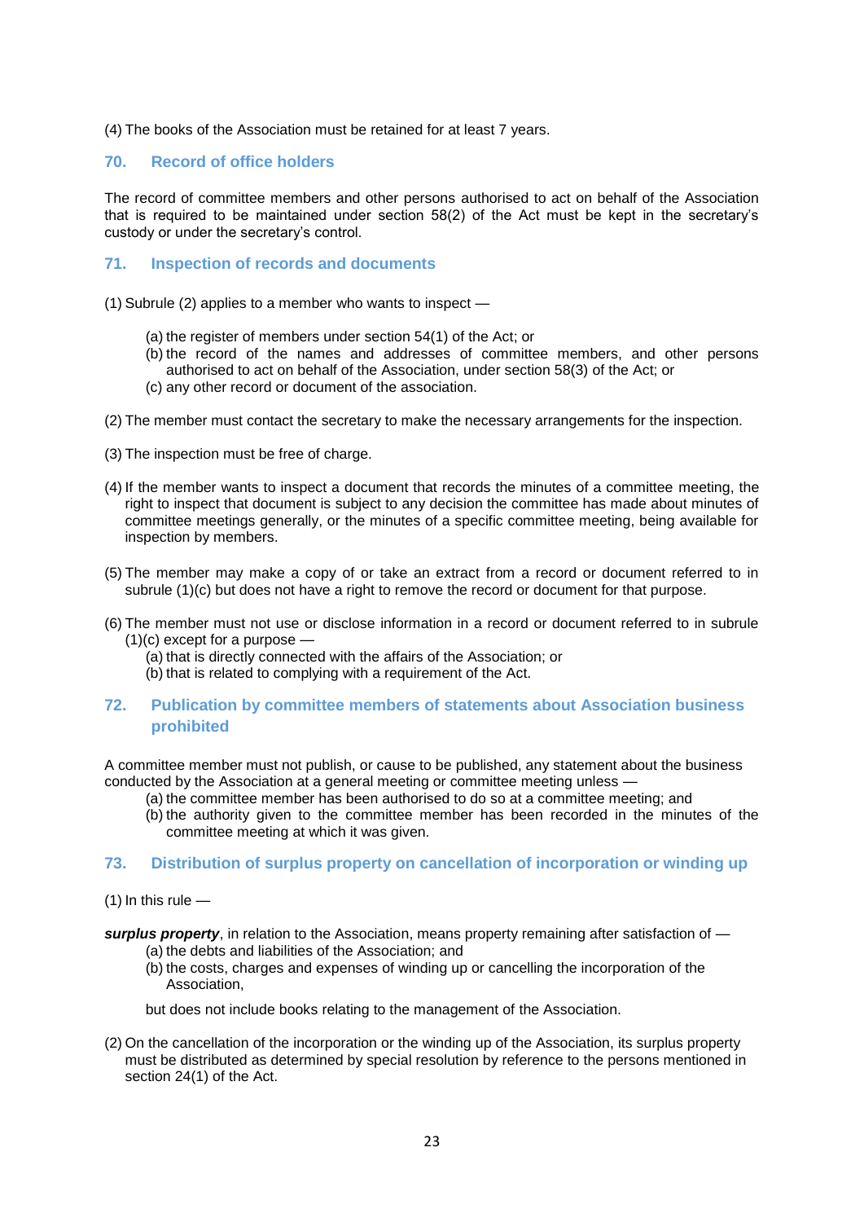(4) The books of the Association must be retained for at least 7 years.

## 70. Record of office holders

The record of committee members and other persons authorised to act on behalf of the Association that is required to be maintained under section 58(2) of the Act must be kept in the secretary's custody or under the secretary's control.

## 71. Inspection of records and documents

(1) Subrule (2) applies to a member who wants to inspect —

- (a) the register of members under section 54(1) of the Act; or
- (b) the record of the names and addresses of committee members, and other persons authorised to act on behalf of the Association, under section 58(3) of the Act; or
- (c) any other record or document of the association.

(2) The member must contact the secretary to make the necessary arrangements for the inspection.

(3) The inspection must be free of charge.

(4) If the member wants to inspect a document that records the minutes of a committee meeting, the right to inspect that document is subject to any decision the committee has made about minutes of committee meetings generally, or the minutes of a specific committee meeting, being available for inspection by members.

(5) The member may make a copy of or take an extract from a record or document referred to in subrule (1)(c) but does not have a right to remove the record or document for that purpose.

(6) The member must not use or disclose information in a record or document referred to in subrule (1)(c) except for a purpose —

- (a) that is directly connected with the affairs of the Association; or
- (b) that is related to complying with a requirement of the Act.

## 72. Publication by committee members of statements about Association business prohibited

A committee member must not publish, or cause to be published, any statement about the business conducted by the Association at a general meeting or committee meeting unless —

- (a) the committee member has been authorised to do so at a committee meeting; and
- (b) the authority given to the committee member has been recorded in the minutes of the committee meeting at which it was given.

## 73. Distribution of surplus property on cancellation of incorporation or winding up

(1) In this rule —

***surplus property***, in relation to the Association, means property remaining after satisfaction of —

- (a) the debts and liabilities of the Association; and
- (b) the costs, charges and expenses of winding up or cancelling the incorporation of the Association,

but does not include books relating to the management of the Association.

(2) On the cancellation of the incorporation or the winding up of the Association, its surplus property must be distributed as determined by special resolution by reference to the persons mentioned in section 24(1) of the Act.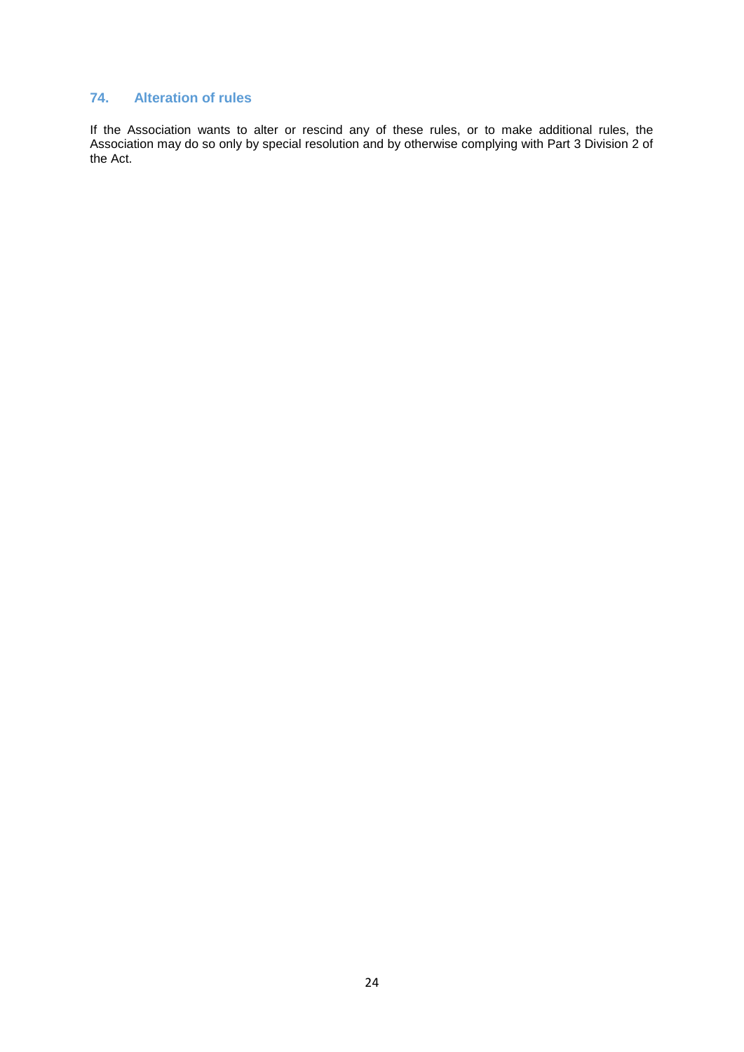## 74. Alteration of rules

If the Association wants to alter or rescind any of these rules, or to make additional rules, the Association may do so only by special resolution and by otherwise complying with Part 3 Division 2 of the Act.